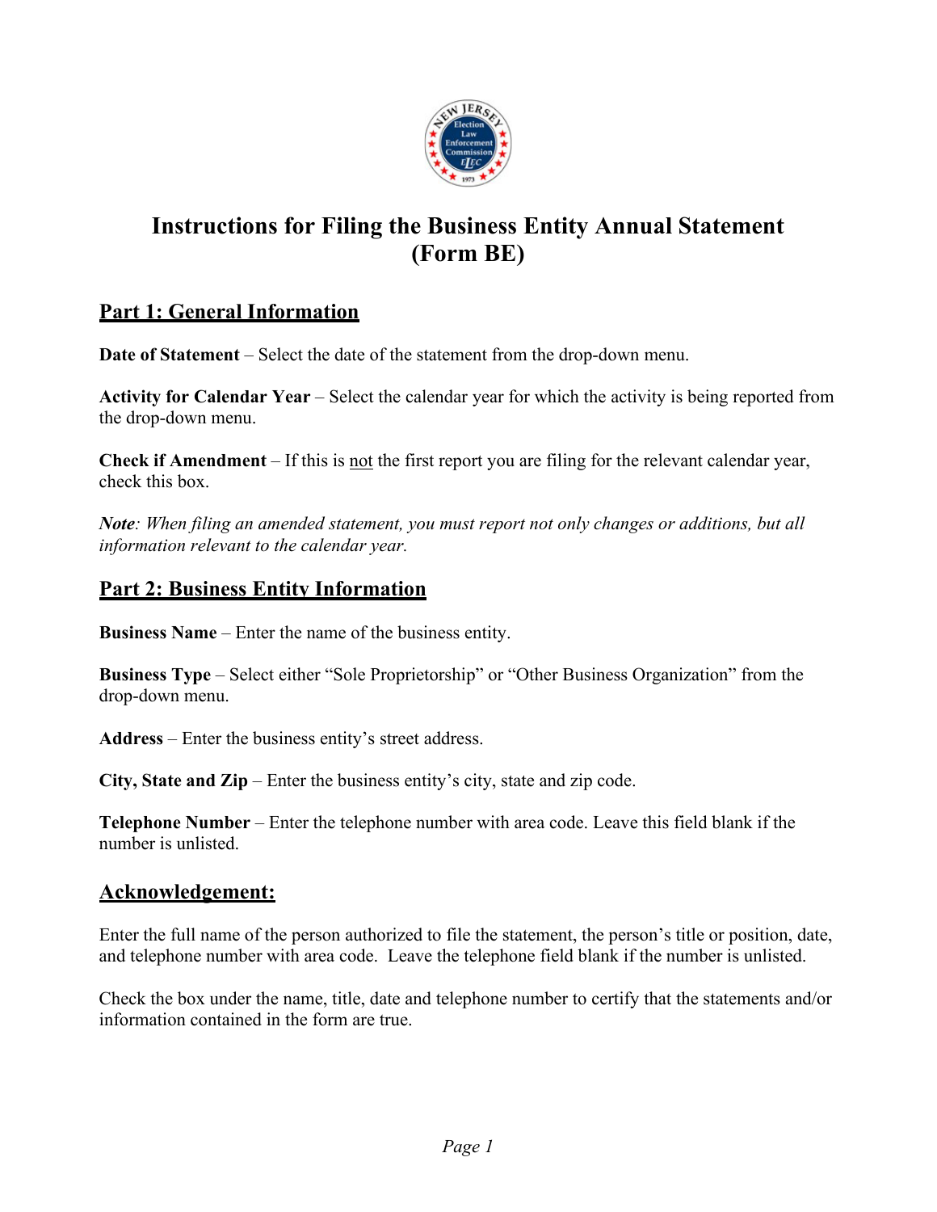# Instructions for Filing the Business Entity Annual Statement (Form BE)

## Part 1: General Information

**Date of Statement** – Select the date of the statement from the drop-down menu.

**Activity for Calendar Year** – Select the calendar year for which the activity is being reported from the drop-down menu.

**Check if Amendment** – If this is not the first report you are filing for the relevant calendar year, check this box.

***Note**: When filing an amended statement, you must report not only changes or additions, but all information relevant to the calendar year.*

## Part 2: Business Entity Information

**Business Name** – Enter the name of the business entity.

**Business Type** – Select either "Sole Proprietorship" or "Other Business Organization" from the drop-down menu.

**Address** – Enter the business entity's street address.

**City, State and Zip** – Enter the business entity's city, state and zip code.

**Telephone Number** – Enter the telephone number with area code. Leave this field blank if the number is unlisted.

## Acknowledgement:

Enter the full name of the person authorized to file the statement, the person's title or position, date, and telephone number with area code. Leave the telephone field blank if the number is unlisted.

Check the box under the name, title, date and telephone number to certify that the statements and/or information contained in the form are true.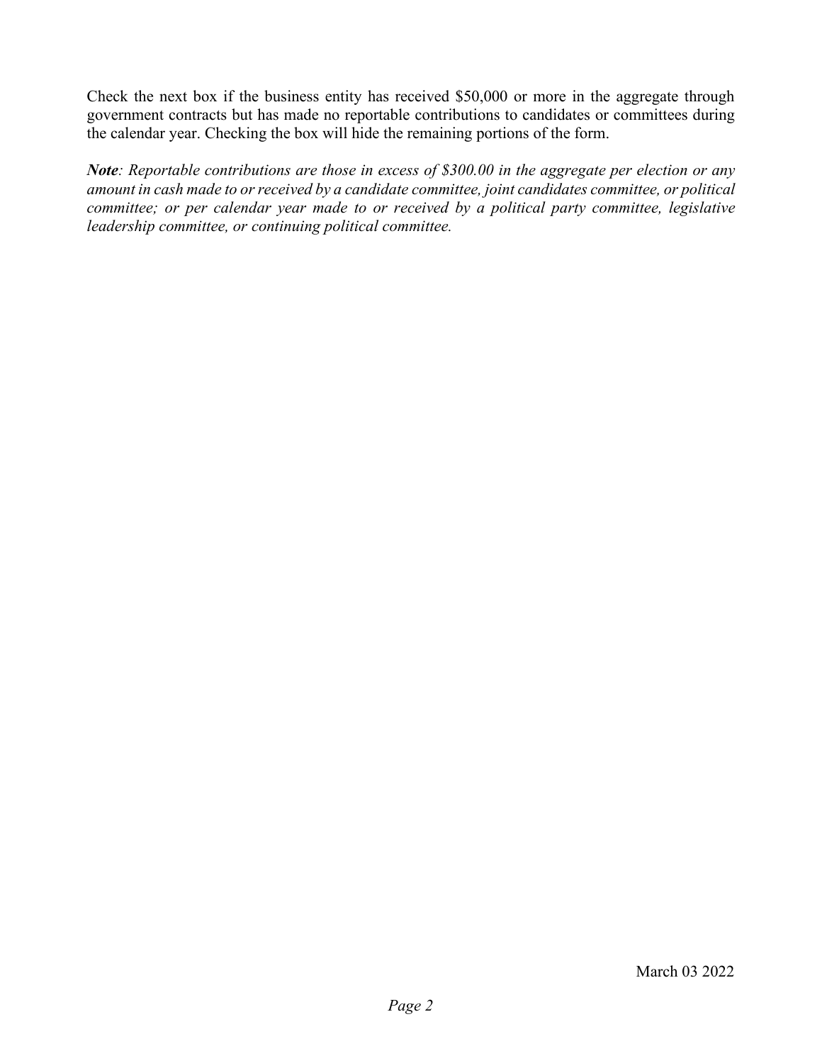Check the next box if the business entity has received $50,000 or more in the aggregate through government contracts but has made no reportable contributions to candidates or committees during the calendar year. Checking the box will hide the remaining portions of the form.

***Note****: Reportable contributions are those in excess of $300.00 in the aggregate per election or any amount in cash made to or received by a candidate committee, joint candidates committee, or political committee; or per calendar year made to or received by a political party committee, legislative leadership committee, or continuing political committee.*

March 03 2022